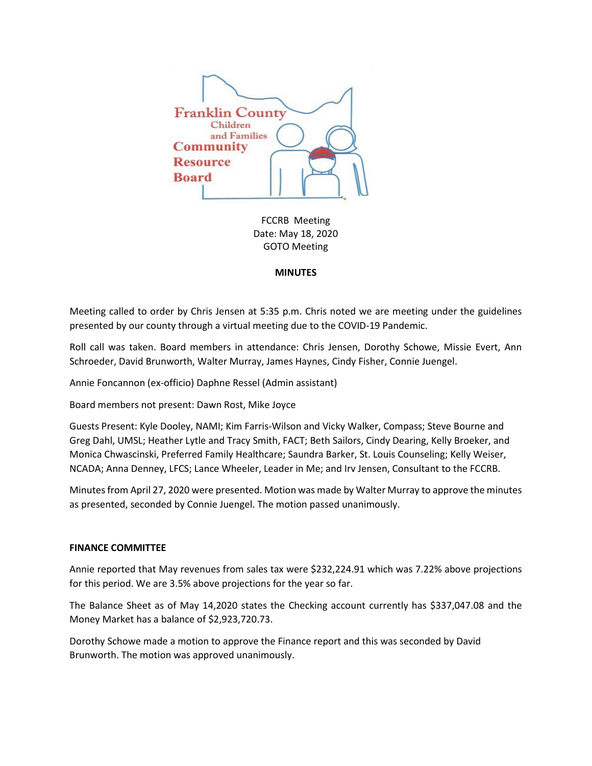Franklin County Children and Families Community Resource Board

FCCRB Meeting
Date: May 18, 2020
GOTO Meeting

**MINUTES**

Meeting called to order by Chris Jensen at 5:35 p.m. Chris noted we are meeting under the guidelines presented by our county through a virtual meeting due to the COVID-19 Pandemic.

Roll call was taken. Board members in attendance: Chris Jensen, Dorothy Schowe, Missie Evert, Ann Schroeder, David Brunworth, Walter Murray, James Haynes, Cindy Fisher, Connie Juengel.

Annie Foncannon (ex-officio) Daphne Ressel (Admin assistant)

Board members not present: Dawn Rost, Mike Joyce

Guests Present: Kyle Dooley, NAMI; Kim Farris-Wilson and Vicky Walker, Compass; Steve Bourne and Greg Dahl, UMSL; Heather Lytle and Tracy Smith, FACT; Beth Sailors, Cindy Dearing, Kelly Broeker, and Monica Chwascinski, Preferred Family Healthcare; Saundra Barker, St. Louis Counseling; Kelly Weiser, NCADA; Anna Denney, LFCS; Lance Wheeler, Leader in Me; and Irv Jensen, Consultant to the FCCRB.

Minutes from April 27, 2020 were presented. Motion was made by Walter Murray to approve the minutes as presented, seconded by Connie Juengel. The motion passed unanimously.

**FINANCE COMMITTEE**

Annie reported that May revenues from sales tax were $232,224.91 which was 7.22% above projections for this period. We are 3.5% above projections for the year so far.

The Balance Sheet as of May 14,2020 states the Checking account currently has $337,047.08 and the Money Market has a balance of $2,923,720.73.

Dorothy Schowe made a motion to approve the Finance report and this was seconded by David Brunworth. The motion was approved unanimously.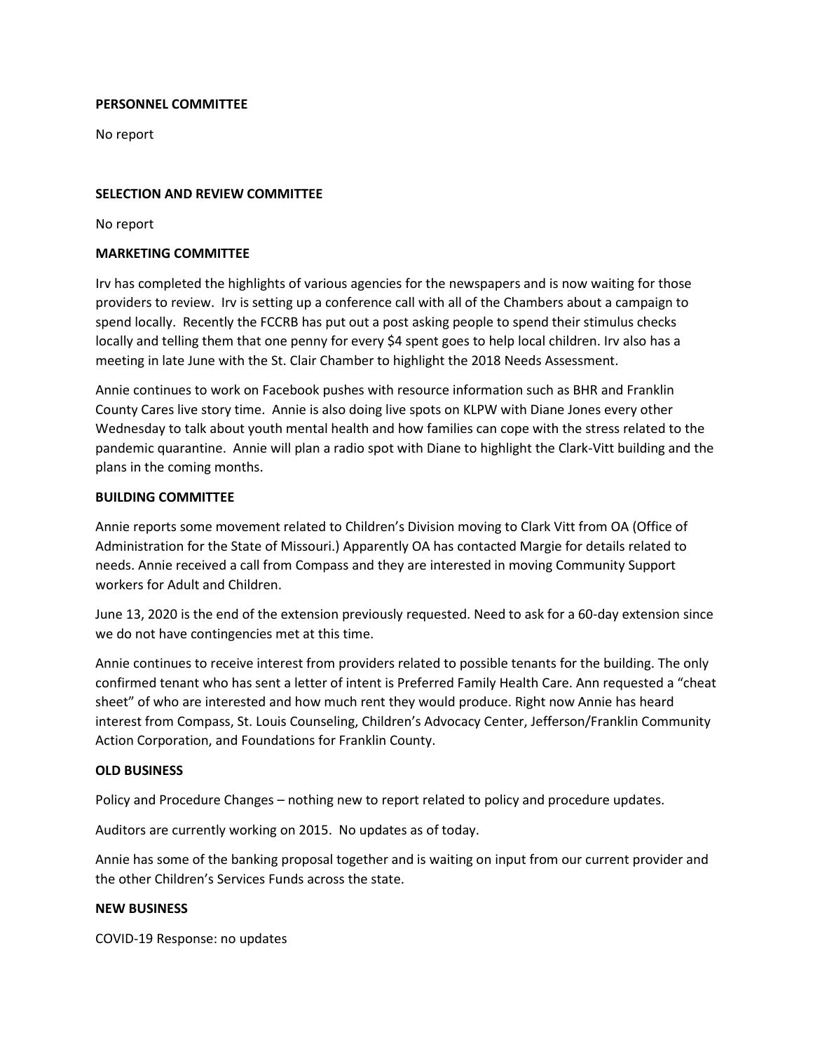**PERSONNEL COMMITTEE**

No report

**SELECTION AND REVIEW COMMITTEE**

No report

**MARKETING COMMITTEE**

Irv has completed the highlights of various agencies for the newspapers and is now waiting for those providers to review. Irv is setting up a conference call with all of the Chambers about a campaign to spend locally. Recently the FCCRB has put out a post asking people to spend their stimulus checks locally and telling them that one penny for every $4 spent goes to help local children. Irv also has a meeting in late June with the St. Clair Chamber to highlight the 2018 Needs Assessment.

Annie continues to work on Facebook pushes with resource information such as BHR and Franklin County Cares live story time. Annie is also doing live spots on KLPW with Diane Jones every other Wednesday to talk about youth mental health and how families can cope with the stress related to the pandemic quarantine. Annie will plan a radio spot with Diane to highlight the Clark-Vitt building and the plans in the coming months.

**BUILDING COMMITTEE**

Annie reports some movement related to Children's Division moving to Clark Vitt from OA (Office of Administration for the State of Missouri.) Apparently OA has contacted Margie for details related to needs. Annie received a call from Compass and they are interested in moving Community Support workers for Adult and Children.

June 13, 2020 is the end of the extension previously requested. Need to ask for a 60-day extension since we do not have contingencies met at this time.

Annie continues to receive interest from providers related to possible tenants for the building. The only confirmed tenant who has sent a letter of intent is Preferred Family Health Care. Ann requested a "cheat sheet" of who are interested and how much rent they would produce. Right now Annie has heard interest from Compass, St. Louis Counseling, Children's Advocacy Center, Jefferson/Franklin Community Action Corporation, and Foundations for Franklin County.

**OLD BUSINESS**

Policy and Procedure Changes – nothing new to report related to policy and procedure updates.

Auditors are currently working on 2015. No updates as of today.

Annie has some of the banking proposal together and is waiting on input from our current provider and the other Children's Services Funds across the state.

**NEW BUSINESS**

COVID-19 Response: no updates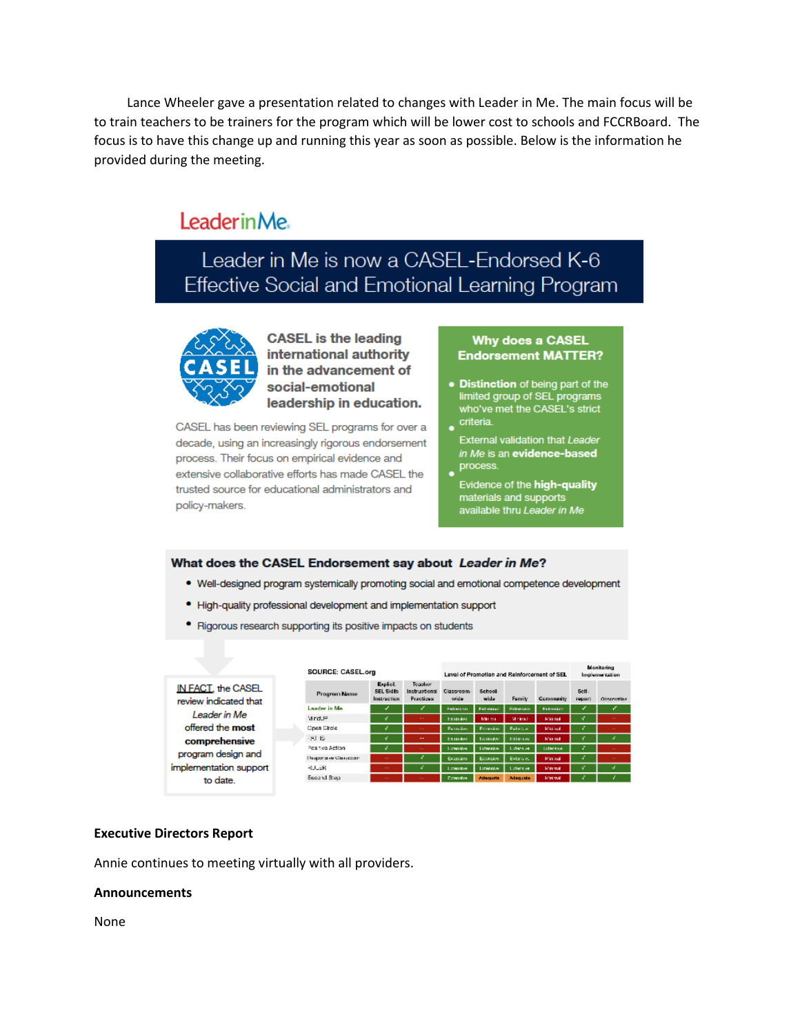Lance Wheeler gave a presentation related to changes with Leader in Me. The main focus will be to train teachers to be trainers for the program which will lower cost to schools and FCCRBoard. The focus is to have this change up and running this year as soon as possible. Below is the information he provided during the meeting.

LeaderinMe

## Leader in Me is now a CASEL-Endorsed K-6 Effective Social and Emotional Learning Program

**CASEL is the leading international authority in the advancement of social-emotional leadership in education.**

CASEL has been reviewing SEL programs for over a decade, using an increasingly rigorous endorsement process. Their focus on empirical evidence and extensive collaborative efforts has made CASEL the trusted source for educational administrators and policy-makers.

**Why does a CASEL Endorsement MATTER?**

- **Distinction** of being part of the limited group of SEL programs who've met the CASEL's strict criteria.
- External validation that *Leader in Me* is an **evidence-based** process.
- Evidence of the **high-quality** materials and supports available thru *Leader in Me*

**What does the CASEL Endorsement say about *Leader in Me*?**

- Well-designed program systemically promoting social and emotional competence development
- High-quality professional development and implementation support
- Rigorous research supporting its positive impacts on students

IN FACT, the CASEL review indicated that *Leader in Me* offered the **most comprehensive** program design and implementation support to date.

SOURCE: CASEL.org

| Program Name | Explicit SEL Skills Instruction | Teacher Instructional Practices | Level of Promotion and Reinforcement of SEL: Classroom-wide | School-wide | Family | Community | Monitoring Implementation: Self-report | Observation |
|---|---|---|---|---|---|---|---|---|
| Leader in Me | ✓ | ✓ | Extensive | Extensive | Extensive | Extensive | ✓ | ✓ |
| MindUP | ✓ | -- | Extensive | Minimal | Minimal | Minimal | ✓ | -- |
| Open Circle | ✓ | -- | Extensive | Extensive | Extensive | Minimal | ✓ | -- |
| PATHS | ✓ | -- | Extensive | Extensive | Extensive | Minimal | ✓ | ✓ |
| Positive Action | ✓ | -- | Extensive | Extensive | Extensive | Extensive | ✓ | -- |
| Responsive Classroom | -- | ✓ | Extensive | Extensive | Extensive | Minimal | ✓ | -- |
| RULER | -- | ✓ | Extensive | Extensive | Extensive | Minimal | ✓ | ✓ |
| Second Step | -- | -- | Extensive | Adequate | Adequate | Minimal | ✓ | ✓ |

**Executive Directors Report**

Annie continues to meeting virtually with all providers.

**Announcements**

None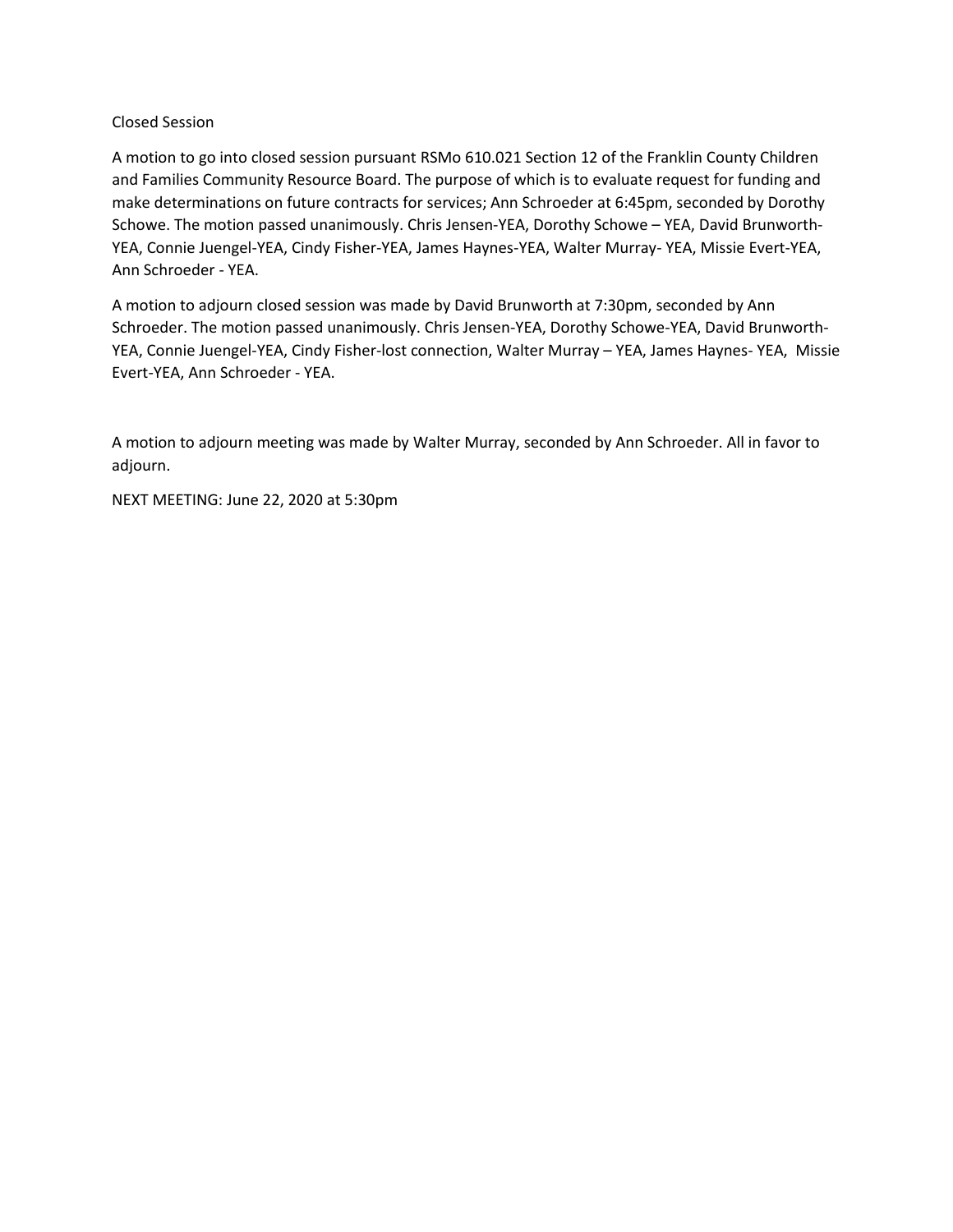Closed Session

A motion to go into closed session pursuant RSMo 610.021 Section 12 of the Franklin County Children and Families Community Resource Board. The purpose of which is to evaluate request for funding and make determinations on future contracts for services; Ann Schroeder at 6:45pm, seconded by Dorothy Schowe. The motion passed unanimously. Chris Jensen-YEA, Dorothy Schowe – YEA, David Brunworth-YEA, Connie Juengel-YEA, Cindy Fisher-YEA, James Haynes-YEA, Walter Murray- YEA, Missie Evert-YEA, Ann Schroeder - YEA.

A motion to adjourn closed session was made by David Brunworth at 7:30pm, seconded by Ann Schroeder. The motion passed unanimously. Chris Jensen-YEA, Dorothy Schowe-YEA, David Brunworth-YEA, Connie Juengel-YEA, Cindy Fisher-lost connection, Walter Murray – YEA, James Haynes- YEA, Missie Evert-YEA, Ann Schroeder - YEA.

A motion to adjourn meeting was made by Walter Murray, seconded by Ann Schroeder. All in favor to adjourn.

NEXT MEETING: June 22, 2020 at 5:30pm